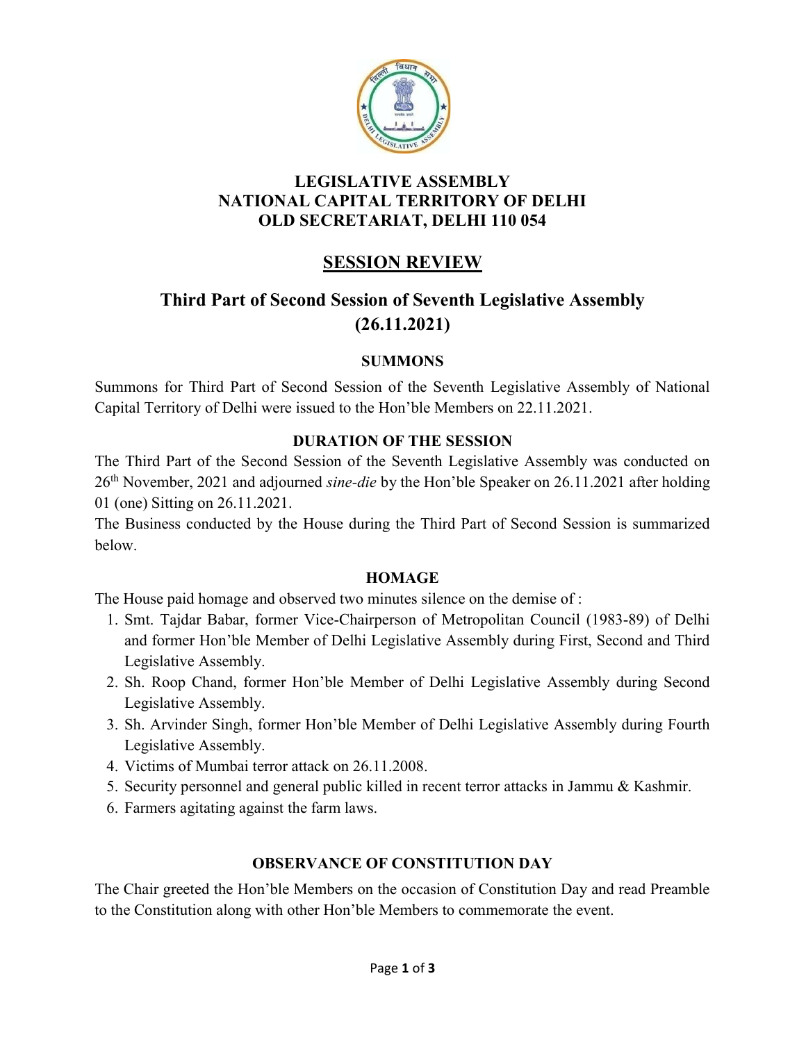**LEGISLATIVE ASSEMBLY**
**NATIONAL CAPITAL TERRITORY OF DELHI**
**OLD SECRETARIAT, DELHI 110 054**

# SESSION REVIEW

## Third Part of Second Session of Seventh Legislative Assembly (26.11.2021)

### SUMMONS

Summons for Third Part of Second Session of the Seventh Legislative Assembly of National Capital Territory of Delhi were issued to the Hon'ble Members on 22.11.2021.

### DURATION OF THE SESSION

The Third Part of the Second Session of the Seventh Legislative Assembly was conducted on 26th November, 2021 and adjourned *sine-die* by the Hon'ble Speaker on 26.11.2021 after holding 01 (one) Sitting on 26.11.2021.

The Business conducted by the House during the Third Part of Second Session is summarized below.

### HOMAGE

The House paid homage and observed two minutes silence on the demise of :

1. Smt. Tajdar Babar, former Vice-Chairperson of Metropolitan Council (1983-89) of Delhi and former Hon'ble Member of Delhi Legislative Assembly during First, Second and Third Legislative Assembly.
2. Sh. Roop Chand, former Hon'ble Member of Delhi Legislative Assembly during Second Legislative Assembly.
3. Sh. Arvinder Singh, former Hon'ble Member of Delhi Legislative Assembly during Fourth Legislative Assembly.
4. Victims of Mumbai terror attack on 26.11.2008.
5. Security personnel and general public killed in recent terror attacks in Jammu & Kashmir.
6. Farmers agitating against the farm laws.

### OBSERVANCE OF CONSTITUTION DAY

The Chair greeted the Hon'ble Members on the occasion of Constitution Day and read Preamble to the Constitution along with other Hon'ble Members to commemorate the event.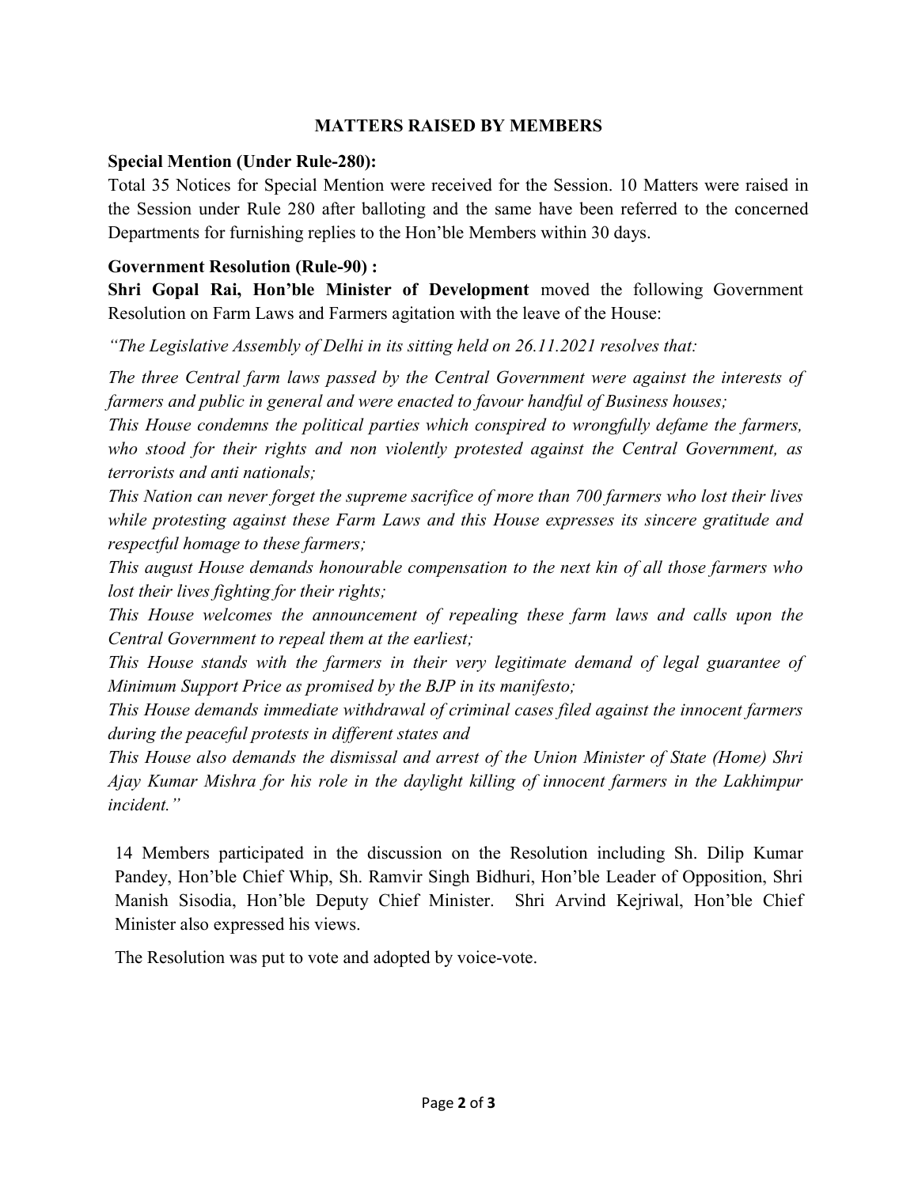## MATTERS RAISED BY MEMBERS

**Special Mention (Under Rule-280):**

Total 35 Notices for Special Mention were received for the Session. 10 Matters were raised in the Session under Rule 280 after balloting and the same have been referred to the concerned Departments for furnishing replies to the Hon'ble Members within 30 days.

**Government Resolution (Rule-90) :**

**Shri Gopal Rai, Hon'ble Minister of Development** moved the following Government Resolution on Farm Laws and Farmers agitation with the leave of the House:

*"The Legislative Assembly of Delhi in its sitting held on 26.11.2021 resolves that:*

*The three Central farm laws passed by the Central Government were against the interests of farmers and public in general and were enacted to favour handful of Business houses;*

*This House condemns the political parties which conspired to wrongfully defame the farmers, who stood for their rights and non violently protested against the Central Government, as terrorists and anti nationals;*

*This Nation can never forget the supreme sacrifice of more than 700 farmers who lost their lives while protesting against these Farm Laws and this House expresses its sincere gratitude and respectful homage to these farmers;*

*This august House demands honourable compensation to the next kin of all those farmers who lost their lives fighting for their rights;*

*This House welcomes the announcement of repealing these farm laws and calls upon the Central Government to repeal them at the earliest;*

*This House stands with the farmers in their very legitimate demand of legal guarantee of Minimum Support Price as promised by the BJP in its manifesto;*

*This House demands immediate withdrawal of criminal cases filed against the innocent farmers during the peaceful protests in different states and*

*This House also demands the dismissal and arrest of the Union Minister of State (Home) Shri Ajay Kumar Mishra for his role in the daylight killing of innocent farmers in the Lakhimpur incident."*

14 Members participated in the discussion on the Resolution including Sh. Dilip Kumar Pandey, Hon'ble Chief Whip, Sh. Ramvir Singh Bidhuri, Hon'ble Leader of Opposition, Shri Manish Sisodia, Hon'ble Deputy Chief Minister. Shri Arvind Kejriwal, Hon'ble Chief Minister also expressed his views.

The Resolution was put to vote and adopted by voice-vote.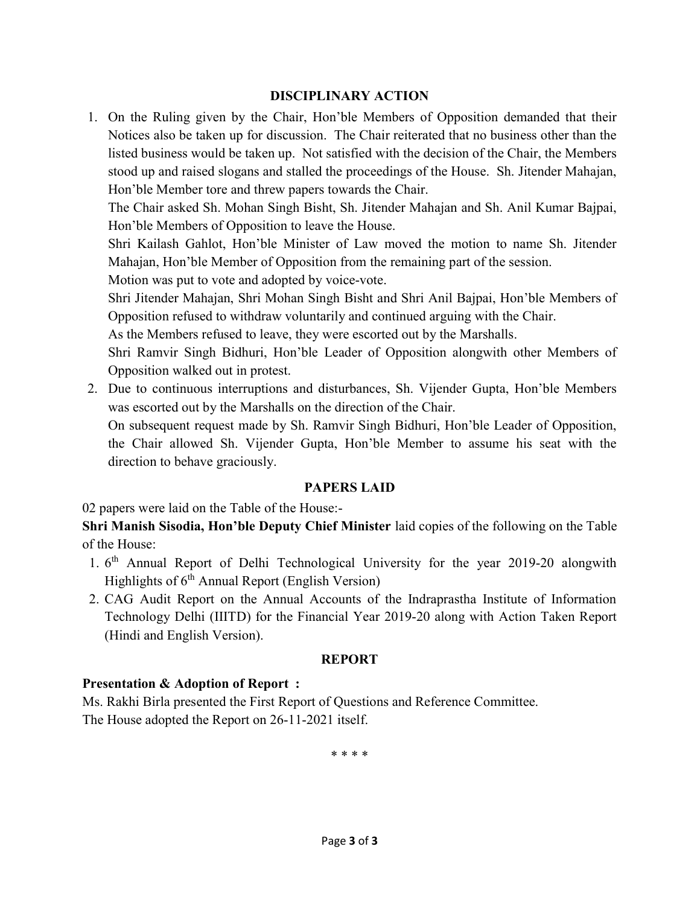## DISCIPLINARY ACTION

1. On the Ruling given by the Chair, Hon'ble Members of Opposition demanded that their Notices also be taken up for discussion. The Chair reiterated that no business other than the listed business would be taken up. Not satisfied with the decision of the Chair, the Members stood up and raised slogans and stalled the proceedings of the House. Sh. Jitender Mahajan, Hon'ble Member tore and threw papers towards the Chair.

   The Chair asked Sh. Mohan Singh Bisht, Sh. Jitender Mahajan and Sh. Anil Kumar Bajpai, Hon'ble Members of Opposition to leave the House.

   Shri Kailash Gahlot, Hon'ble Minister of Law moved the motion to name Sh. Jitender Mahajan, Hon'ble Member of Opposition from the remaining part of the session.

   Motion was put to vote and adopted by voice-vote.

   Shri Jitender Mahajan, Shri Mohan Singh Bisht and Shri Anil Bajpai, Hon'ble Members of Opposition refused to withdraw voluntarily and continued arguing with the Chair.

   As the Members refused to leave, they were escorted out by the Marshalls.

   Shri Ramvir Singh Bidhuri, Hon'ble Leader of Opposition alongwith other Members of Opposition walked out in protest.

2. Due to continuous interruptions and disturbances, Sh. Vijender Gupta, Hon'ble Members was escorted out by the Marshalls on the direction of the Chair.

   On subsequent request made by Sh. Ramvir Singh Bidhuri, Hon'ble Leader of Opposition, the Chair allowed Sh. Vijender Gupta, Hon'ble Member to assume his seat with the direction to behave graciously.

## PAPERS LAID

02 papers were laid on the Table of the House:-

**Shri Manish Sisodia, Hon'ble Deputy Chief Minister** laid copies of the following on the Table of the House:

1. 6th Annual Report of Delhi Technological University for the year 2019-20 alongwith Highlights of 6th Annual Report (English Version)
2. CAG Audit Report on the Annual Accounts of the Indraprastha Institute of Information Technology Delhi (IIITD) for the Financial Year 2019-20 along with Action Taken Report (Hindi and English Version).

## REPORT

**Presentation & Adoption of Report :**

Ms. Rakhi Birla presented the First Report of Questions and Reference Committee.

The House adopted the Report on 26-11-2021 itself.

\* \* \* \*